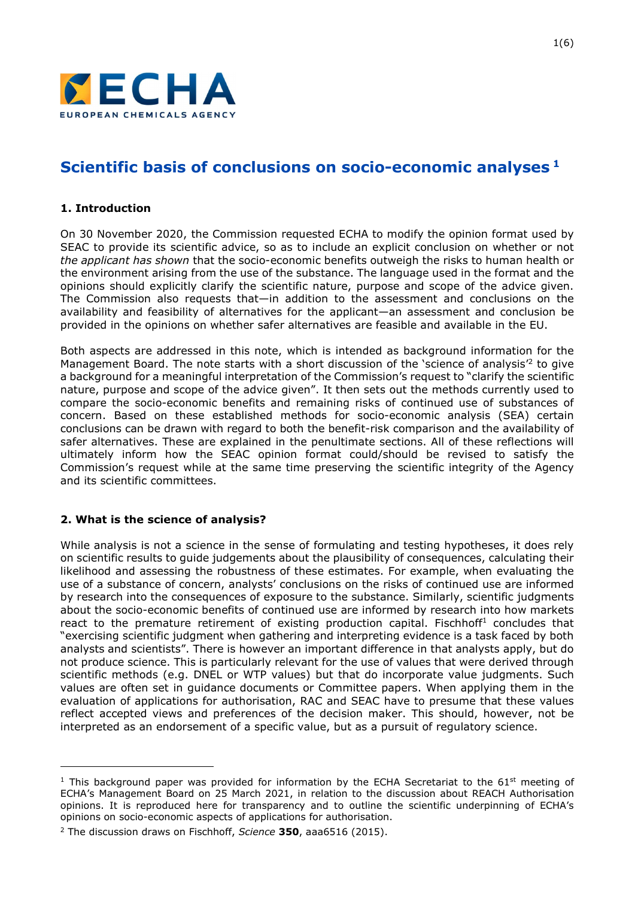# Scientific basis of conclusions on socio-economic analyses [1]

## 1. Introduction

On 30 November 2020, the Commission requested ECHA to modify the opinion format used by SEAC to provide its scientific advice, so as to include an explicit conclusion on whether or not *the applicant has shown* that the socio-economic benefits outweigh the risks to human health or the environment arising from the use of the substance. The language used in the format and the opinions should explicitly clarify the scientific nature, purpose and scope of the advice given. The Commission also requests that—in addition to the assessment and conclusions on the availability and feasibility of alternatives for the applicant—an assessment and conclusion be provided in the opinions on whether safer alternatives are feasible and available in the EU.

Both aspects are addressed in this note, which is intended as background information for the Management Board. The note starts with a short discussion of the 'science of analysis'[2] to give a background for a meaningful interpretation of the Commission's request to "clarify the scientific nature, purpose and scope of the advice given". It then sets out the methods currently used to compare the socio-economic benefits and remaining risks of continued use of substances of concern. Based on these established methods for socio-economic analysis (SEA) certain conclusions can be drawn with regard to both the benefit-risk comparison and the availability of safer alternatives. These are explained in the penultimate sections. All of these reflections will ultimately inform how the SEAC opinion format could/should be revised to satisfy the Commission's request while at the same time preserving the scientific integrity of the Agency and its scientific committees.

## 2. What is the science of analysis?

While analysis is not a science in the sense of formulating and testing hypotheses, it does rely on scientific results to guide judgements about the plausibility of consequences, calculating their likelihood and assessing the robustness of these estimates. For example, when evaluating the use of a substance of concern, analysts' conclusions on the risks of continued use are informed by research into the consequences of exposure to the substance. Similarly, scientific judgments about the socio-economic benefits of continued use are informed by research into how markets react to the premature retirement of existing production capital. Fischhoff[1] concludes that "exercising scientific judgment when gathering and interpreting evidence is a task faced by both analysts and scientists". There is however an important difference in that analysts apply, but do not produce science. This is particularly relevant for the use of values that were derived through scientific methods (e.g. DNEL or WTP values) but that do incorporate value judgments. Such values are often set in guidance documents or Committee papers. When applying them in the evaluation of applications for authorisation, RAC and SEAC have to presume that these values reflect accepted views and preferences of the decision maker. This should, however, not be interpreted as an endorsement of a specific value, but as a pursuit of regulatory science.

---

[1] This background paper was provided for information by the ECHA Secretariat to the 61st meeting of ECHA's Management Board on 25 March 2021, in relation to the discussion about REACH Authorisation opinions. It is reproduced here for transparency and to outline the scientific underpinning of ECHA's opinions on socio-economic aspects of applications for authorisation.

[2] The discussion draws on Fischhoff, *Science* **350**, aaa6516 (2015).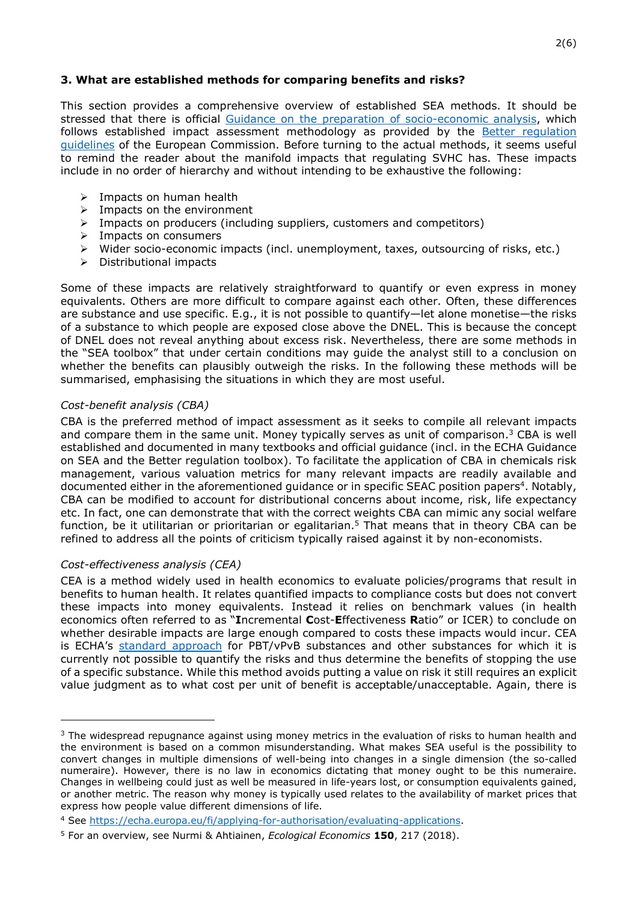### 3. What are established methods for comparing benefits and risks?

This section provides a comprehensive overview of established SEA methods. It should be stressed that there is official Guidance on the preparation of socio-economic analysis, which follows established impact assessment methodology as provided by the Better regulation guidelines of the European Commission. Before turning to the actual methods, it seems useful to remind the reader about the manifold impacts that regulating SVHC has. These impacts include in no order of hierarchy and without intending to be exhaustive the following:

- Impacts on human health
- Impacts on the environment
- Impacts on producers (including suppliers, customers and competitors)
- Impacts on consumers
- Wider socio-economic impacts (incl. unemployment, taxes, outsourcing of risks, etc.)
- Distributional impacts

Some of these impacts are relatively straightforward to quantify or even express in money equivalents. Others are more difficult to compare against each other. Often, these differences are substance and use specific. E.g., it is not possible to quantify—let alone monetise—the risks of a substance to which people are exposed close above the DNEL. This is because the concept of DNEL does not reveal anything about excess risk. Nevertheless, there are some methods in the "SEA toolbox" that under certain conditions may guide the analyst still to a conclusion on whether the benefits can plausibly outweigh the risks. In the following these methods will be summarised, emphasising the situations in which they are most useful.

*Cost-benefit analysis (CBA)*

CBA is the preferred method of impact assessment as it seeks to compile all relevant impacts and compare them in the same unit. Money typically serves as unit of comparison.[3] CBA is well established and documented in many textbooks and official guidance (incl. in the ECHA Guidance on SEA and the Better regulation toolbox). To facilitate the application of CBA in chemicals risk management, various valuation metrics for many relevant impacts are readily available and documented either in the aforementioned guidance or in specific SEAC position papers[4]. Notably, CBA can be modified to account for distributional concerns about income, risk, life expectancy etc. In fact, one can demonstrate that with the correct weights CBA can mimic any social welfare function, be it utilitarian or prioritarian or egalitarian.[5] That means that in theory CBA can be refined to address all the points of criticism typically raised against it by non-economists.

*Cost-effectiveness analysis (CEA)*

CEA is a method widely used in health economics to evaluate policies/programs that result in benefits to human health. It relates quantified impacts to compliance costs but does not convert these impacts into money equivalents. Instead it relies on benchmark values (in health economics often referred to as "**I**ncremental **C**ost-**E**ffectiveness **R**atio" or ICER) to conclude on whether desirable impacts are large enough compared to costs these impacts would incur. CEA is ECHA's standard approach for PBT/vPvB substances and other substances for which it is currently not possible to quantify the risks and thus determine the benefits of stopping the use of a specific substance. While this method avoids putting a value on risk it still requires an explicit value judgment as to what cost per unit of benefit is acceptable/unacceptable. Again, there is

---

[3] The widespread repugnance against using money metrics in the evaluation of risks to human health and the environment is based on a common misunderstanding. What makes SEA useful is the possibility to convert changes in multiple dimensions of well-being into changes in a single dimension (the so-called numeraire). However, there is no law in economics dictating that money ought to be this numeraire. Changes in wellbeing could just as well be measured in life-years lost, or consumption equivalents gained, or another metric. The reason why money is typically used relates to the availability of market prices that express how people value different dimensions of life.

[4] See https://echa.europa.eu/fi/applying-for-authorisation/evaluating-applications.

[5] For an overview, see Nurmi & Ahtiainen, *Ecological Economics* **150**, 217 (2018).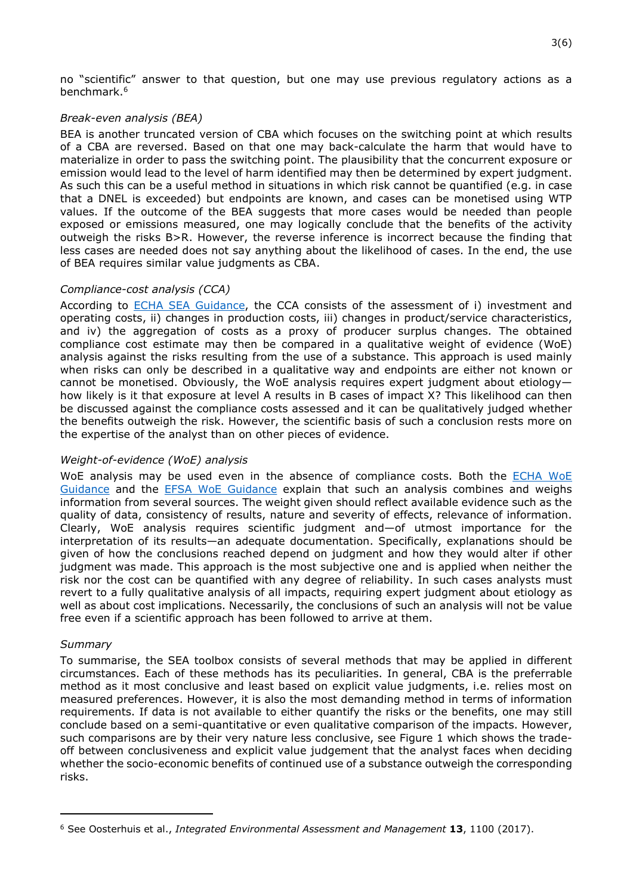no "scientific" answer to that question, but one may use previous regulatory actions as a benchmark.[6]

*Break-even analysis (BEA)*

BEA is another truncated version of CBA which focuses on the switching point at which results of a CBA are reversed. Based on that one may back-calculate the harm that would have to materialize in order to pass the switching point. The plausibility that the concurrent exposure or emission would lead to the level of harm identified may then be determined by expert judgment. As such this can be a useful method in situations in which risk cannot be quantified (e.g. in case that a DNEL is exceeded) but endpoints are known, and cases can be monetised using WTP values. If the outcome of the BEA suggests that more cases would be needed than people exposed or emissions measured, one may logically conclude that the benefits of the activity outweigh the risks B>R. However, the reverse inference is incorrect because the finding that less cases are needed does not say anything about the likelihood of cases. In the end, the use of BEA requires similar value judgments as CBA.

*Compliance-cost analysis (CCA)*

According to ECHA SEA Guidance, the CCA consists of the assessment of i) investment and operating costs, ii) changes in production costs, iii) changes in product/service characteristics, and iv) the aggregation of costs as a proxy of producer surplus changes. The obtained compliance cost estimate may then be compared in a qualitative weight of evidence (WoE) analysis against the risks resulting from the use of a substance. This approach is used mainly when risks can only be described in a qualitative way and endpoints are either not known or cannot be monetised. Obviously, the WoE analysis requires expert judgment about etiology—how likely is it that exposure at level A results in B cases of impact X? This likelihood can then be discussed against the compliance costs assessed and it can be qualitatively judged whether the benefits outweigh the risk. However, the scientific basis of such a conclusion rests more on the expertise of the analyst than on other pieces of evidence.

*Weight-of-evidence (WoE) analysis*

WoE analysis may be used even in the absence of compliance costs. Both the ECHA WoE Guidance and the EFSA WoE Guidance explain that such an analysis combines and weighs information from several sources. The weight given should reflect available evidence such as the quality of data, consistency of results, nature and severity of effects, relevance of information. Clearly, WoE analysis requires scientific judgment and—of utmost importance for the interpretation of its results—an adequate documentation. Specifically, explanations should be given of how the conclusions reached depend on judgment and how they would alter if other judgment was made. This approach is the most subjective one and is applied when neither the risk nor the cost can be quantified with any degree of reliability. In such cases analysts must revert to a fully qualitative analysis of all impacts, requiring expert judgment about etiology as well as about cost implications. Necessarily, the conclusions of such an analysis will not be value free even if a scientific approach has been followed to arrive at them.

*Summary*

To summarise, the SEA toolbox consists of several methods that may be applied in different circumstances. Each of these methods has its peculiarities. In general, CBA is the preferrable method as it most conclusive and least based on explicit value judgments, i.e. relies most on measured preferences. However, it is also the most demanding method in terms of information requirements. If data is not available to either quantify the risks or the benefits, one may still conclude based on a semi-quantitative or even qualitative comparison of the impacts. However, such comparisons are by their very nature less conclusive, see Figure 1 which shows the trade-off between conclusiveness and explicit value judgement that the analyst faces when deciding whether the socio-economic benefits of continued use of a substance outweigh the corresponding risks.

---

[6] See Oosterhuis et al., *Integrated Environmental Assessment and Management* **13**, 1100 (2017).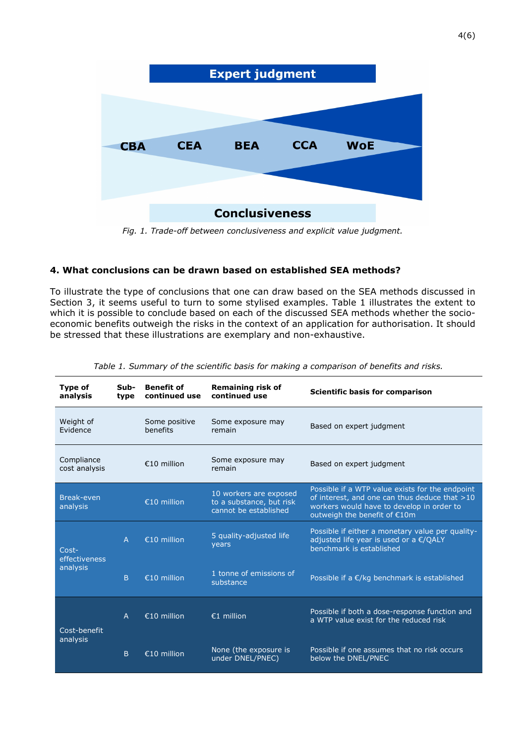Fig. 1. Trade-off between conclusiveness and explicit value judgment.

## 4. What conclusions can be drawn based on established SEA methods?

To illustrate the type of conclusions that one can draw based on the SEA methods discussed in Section 3, it seems useful to turn to some stylised examples. Table 1 illustrates the extent to which it is possible to conclude based on each of the discussed SEA methods whether the socio-economic benefits outweigh the risks in the context of an application for authorisation. It should be stressed that these illustrations are exemplary and non-exhaustive.

*Table 1. Summary of the scientific basis for making a comparison of benefits and risks.*

| Type of analysis | Sub-type | Benefit of continued use | Remaining risk of continued use | Scientific basis for comparison |
|---|---|---|---|---|
| Weight of Evidence | | Some positive benefits | Some exposure may remain | Based on expert judgment |
| Compliance cost analysis | | €10 million | Some exposure may remain | Based on expert judgment |
| Break-even analysis | | €10 million | 10 workers are exposed to a substance, but risk cannot be established | Possible if a WTP value exists for the endpoint of interest, and one can thus deduce that >10 workers would have to develop in order to outweigh the benefit of €10m |
| Cost-effectiveness analysis | A | €10 million | 5 quality-adjusted life years | Possible if either a monetary value per quality-adjusted life year is used or a €/QALY benchmark is established |
| | B | €10 million | 1 tonne of emissions of substance | Possible if a €/kg benchmark is established |
| Cost-benefit analysis | A | €10 million | €1 million | Possible if both a dose-response function and a WTP value exist for the reduced risk |
| | B | €10 million | None (the exposure is under DNEL/PNEC) | Possible if one assumes that no risk occurs below the DNEL/PNEC |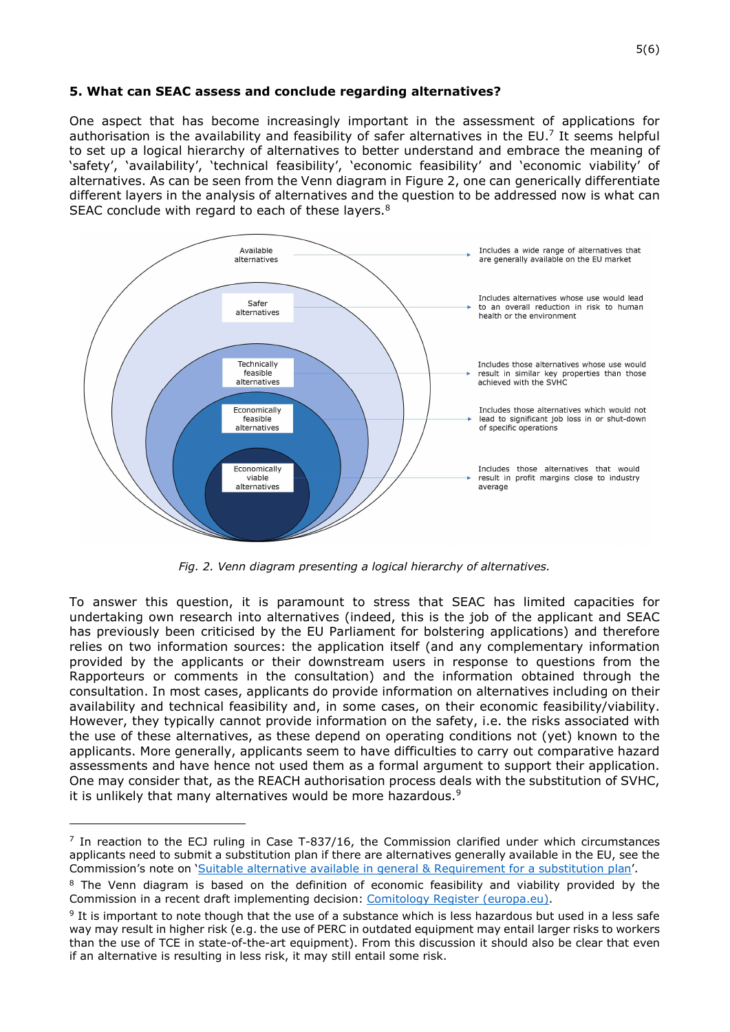## 5. What can SEAC assess and conclude regarding alternatives?

One aspect that has become increasingly important in the assessment of applications for authorisation is the availability and feasibility of safer alternatives in the EU.[7] It seems helpful to set up a logical hierarchy of alternatives to better understand and embrace the meaning of 'safety', 'availability', 'technical feasibility', 'economic feasibility' and 'economic viability' of alternatives. As can be seen from the Venn diagram in Figure 2, one can generically differentiate different layers in the analysis of alternatives and the question to be addressed now is what can SEAC conclude with regard to each of these layers.[8]

- **Available alternatives** – Includes a wide range of alternatives that are generally available on the EU market
- **Safer alternatives** – Includes alternatives whose use would lead to an overall reduction in risk to human health or the environment
- **Technically feasible alternatives** – Includes those alternatives whose use would result in similar key properties than those achieved with the SVHC
- **Economically feasible alternatives** – Includes those alternatives which would not lead to significant job loss in or shut-down of specific operations
- **Economically viable alternatives** – Includes those alternatives that would result in profit margins close to industry average

*Fig. 2. Venn diagram presenting a logical hierarchy of alternatives.*

To answer this question, it is paramount to stress that SEAC has limited capacities for undertaking own research into alternatives (indeed, this is the job of the applicant and SEAC has previously been criticised by the EU Parliament for bolstering applications) and therefore relies on two information sources: the application itself (and any complementary information provided by the applicants or their downstream users in response to questions from the Rapporteurs or comments in the consultation) and the information obtained through the consultation. In most cases, applicants do provide information on alternatives including on their availability and technical feasibility and, in some cases, on their economic feasibility/viability. However, they typically cannot provide information on the safety, i.e. the risks associated with the use of these alternatives, as these depend on operating conditions not (yet) known to the applicants. More generally, applicants seem to have difficulties to carry out comparative hazard assessments and have hence not used them as a formal argument to support their application. One may consider that, as the REACH authorisation process deals with the substitution of SVHC, it is unlikely that many alternatives would be more hazardous.[9]

---

[7] In reaction to the ECJ ruling in Case T-837/16, the Commission clarified under which circumstances applicants need to submit a substitution plan if there are alternatives generally available in the EU, see the Commission's note on 'Suitable alternative available in general & Requirement for a substitution plan'.

[8] The Venn diagram is based on the definition of economic feasibility and viability provided by the Commission in a recent draft implementing decision: Comitology Register (europa.eu).

[9] It is important to note though that the use of a substance which is less hazardous but used in a less safe way may result in higher risk (e.g. the use of PERC in outdated equipment may entail larger risks to workers than the use of TCE in state-of-the-art equipment). From this discussion it should also be clear that even if an alternative is resulting in less risk, it may still entail some risk.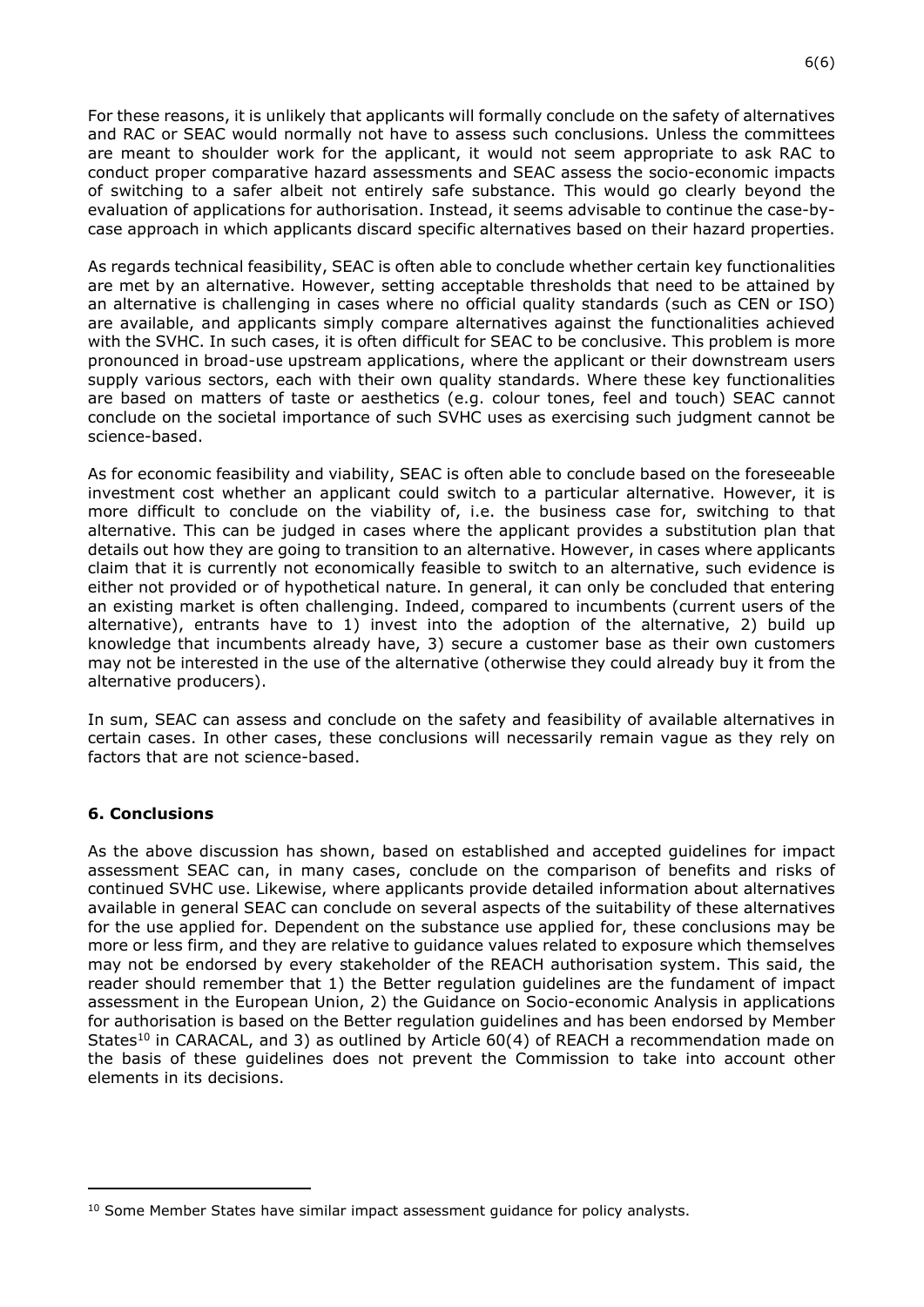For these reasons, it is unlikely that applicants will formally conclude on the safety of alternatives and RAC or SEAC would normally not have to assess such conclusions. Unless the committees are meant to shoulder work for the applicant, it would not seem appropriate to ask RAC to conduct proper comparative hazard assessments and SEAC assess the socio-economic impacts of switching to a safer albeit not entirely safe substance. This would go clearly beyond the evaluation of applications for authorisation. Instead, it seems advisable to continue the case-by-case approach in which applicants discard specific alternatives based on their hazard properties.

As regards technical feasibility, SEAC is often able to conclude whether certain key functionalities are met by an alternative. However, setting acceptable thresholds that need to be attained by an alternative is challenging in cases where no official quality standards (such as CEN or ISO) are available, and applicants simply compare alternatives against the functionalities achieved with the SVHC. In such cases, it is often difficult for SEAC to be conclusive. This problem is more pronounced in broad-use upstream applications, where the applicant or their downstream users supply various sectors, each with their own quality standards. Where these key functionalities are based on matters of taste or aesthetics (e.g. colour tones, feel and touch) SEAC cannot conclude on the societal importance of such SVHC uses as exercising such judgment cannot be science-based.

As for economic feasibility and viability, SEAC is often able to conclude based on the foreseeable investment cost whether an applicant could switch to a particular alternative. However, it is more difficult to conclude on the viability of, i.e. the business case for, switching to that alternative. This can be judged in cases where the applicant provides a substitution plan that details out how they are going to transition to an alternative. However, in cases where applicants claim that it is currently not economically feasible to switch to an alternative, such evidence is either not provided or of hypothetical nature. In general, it can only be concluded that entering an existing market is often challenging. Indeed, compared to incumbents (current users of the alternative), entrants have to 1) invest into the adoption of the alternative, 2) build up knowledge that incumbents already have, 3) secure a customer base as their own customers may not be interested in the use of the alternative (otherwise they could already buy it from the alternative producers).

In sum, SEAC can assess and conclude on the safety and feasibility of available alternatives in certain cases. In other cases, these conclusions will necessarily remain vague as they rely on factors that are not science-based.

## 6. Conclusions

As the above discussion has shown, based on established and accepted guidelines for impact assessment SEAC can, in many cases, conclude on the comparison of benefits and risks of continued SVHC use. Likewise, where applicants provide detailed information about alternatives available in general SEAC can conclude on several aspects of the suitability of these alternatives for the use applied for. Dependent on the substance use applied for, these conclusions may be more or less firm, and they are relative to guidance values related to exposure which themselves may not be endorsed by every stakeholder of the REACH authorisation system. This said, the reader should remember that 1) the Better regulation guidelines are the fundament of impact assessment in the European Union, 2) the Guidance on Socio-economic Analysis in applications for authorisation is based on the Better regulation guidelines and has been endorsed by Member States[10] in CARACAL, and 3) as outlined by Article 60(4) of REACH a recommendation made on the basis of these guidelines does not prevent the Commission to take into account other elements in its decisions.

[10] Some Member States have similar impact assessment guidance for policy analysts.